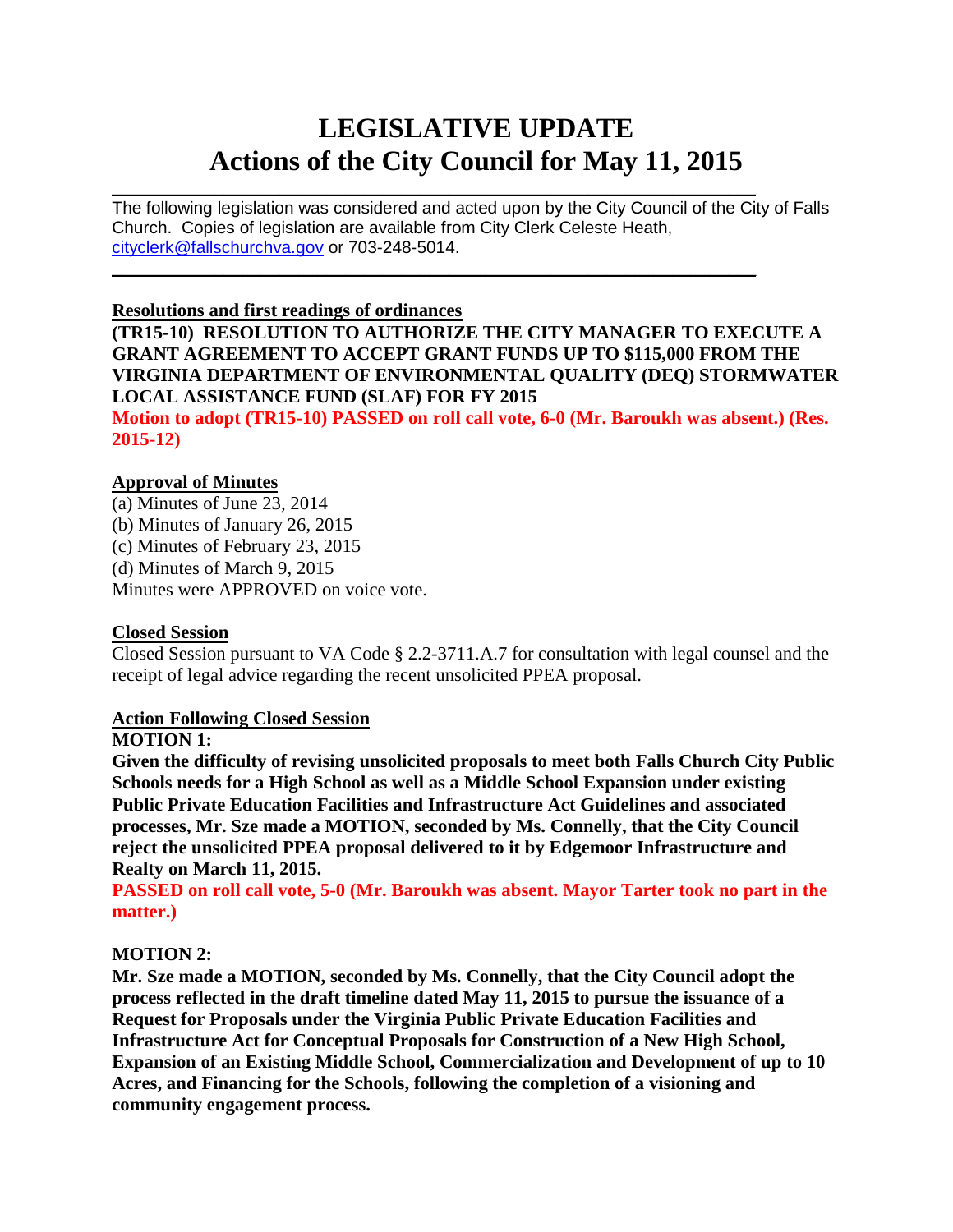# LEGISLATIVE UPDATE
# Actions of the City Council for May 11, 2015

---

The following legislation was considered and acted upon by the City Council of the City of Falls Church. Copies of legislation are available from City Clerk Celeste Heath, cityclerk@fallschurchva.gov or 703-248-5014.

---

**Resolutions and first readings of ordinances**

**(TR15-10) RESOLUTION TO AUTHORIZE THE CITY MANAGER TO EXECUTE A GRANT AGREEMENT TO ACCEPT GRANT FUNDS UP TO $115,000 FROM THE VIRGINIA DEPARTMENT OF ENVIRONMENTAL QUALITY (DEQ) STORMWATER LOCAL ASSISTANCE FUND (SLAF) FOR FY 2015**

**Motion to adopt (TR15-10) PASSED on roll call vote, 6-0 (Mr. Baroukh was absent.) (Res. 2015-12)**

**Approval of Minutes**

(a) Minutes of June 23, 2014
(b) Minutes of January 26, 2015
(c) Minutes of February 23, 2015
(d) Minutes of March 9, 2015
Minutes were APPROVED on voice vote.

**Closed Session**

Closed Session pursuant to VA Code § 2.2-3711.A.7 for consultation with legal counsel and the receipt of legal advice regarding the recent unsolicited PPEA proposal.

**Action Following Closed Session**

**MOTION 1:**
**Given the difficulty of revising unsolicited proposals to meet both Falls Church City Public Schools needs for a High School as well as a Middle School Expansion under existing Public Private Education Facilities and Infrastructure Act Guidelines and associated processes, Mr. Sze made a MOTION, seconded by Ms. Connelly, that the City Council reject the unsolicited PPEA proposal delivered to it by Edgemoor Infrastructure and Realty on March 11, 2015.**
**PASSED on roll call vote, 5-0 (Mr. Baroukh was absent. Mayor Tarter took no part in the matter.)**

**MOTION 2:**
**Mr. Sze made a MOTION, seconded by Ms. Connelly, that the City Council adopt the process reflected in the draft timeline dated May 11, 2015 to pursue the issuance of a Request for Proposals under the Virginia Public Private Education Facilities and Infrastructure Act for Conceptual Proposals for Construction of a New High School, Expansion of an Existing Middle School, Commercialization and Development of up to 10 Acres, and Financing for the Schools, following the completion of a visioning and community engagement process.**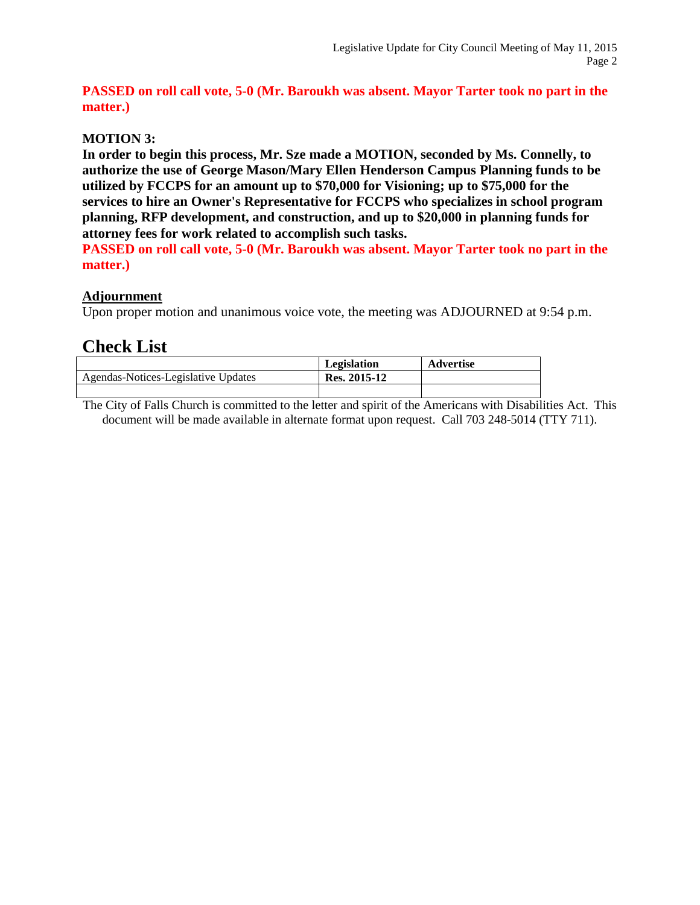**PASSED on roll call vote, 5-0 (Mr. Baroukh was absent. Mayor Tarter took no part in the matter.)**

**MOTION 3:**

**In order to begin this process, Mr. Sze made a MOTION, seconded by Ms. Connelly, to authorize the use of George Mason/Mary Ellen Henderson Campus Planning funds to be utilized by FCCPS for an amount up to $70,000 for Visioning; up to $75,000 for the services to hire an Owner's Representative for FCCPS who specializes in school program planning, RFP development, and construction, and up to $20,000 in planning funds for attorney fees for work related to accomplish such tasks.**

**PASSED on roll call vote, 5-0 (Mr. Baroukh was absent. Mayor Tarter took no part in the matter.)**

**Adjournment**

Upon proper motion and unanimous voice vote, the meeting was ADJOURNED at 9:54 p.m.

# Check List

| | Legislation | Advertise |
|---|---|---|
| Agendas-Notices-Legislative Updates | **Res. 2015-12** | |
| | | |

The City of Falls Church is committed to the letter and spirit of the Americans with Disabilities Act. This document will be made available in alternate format upon request. Call 703 248-5014 (TTY 711).